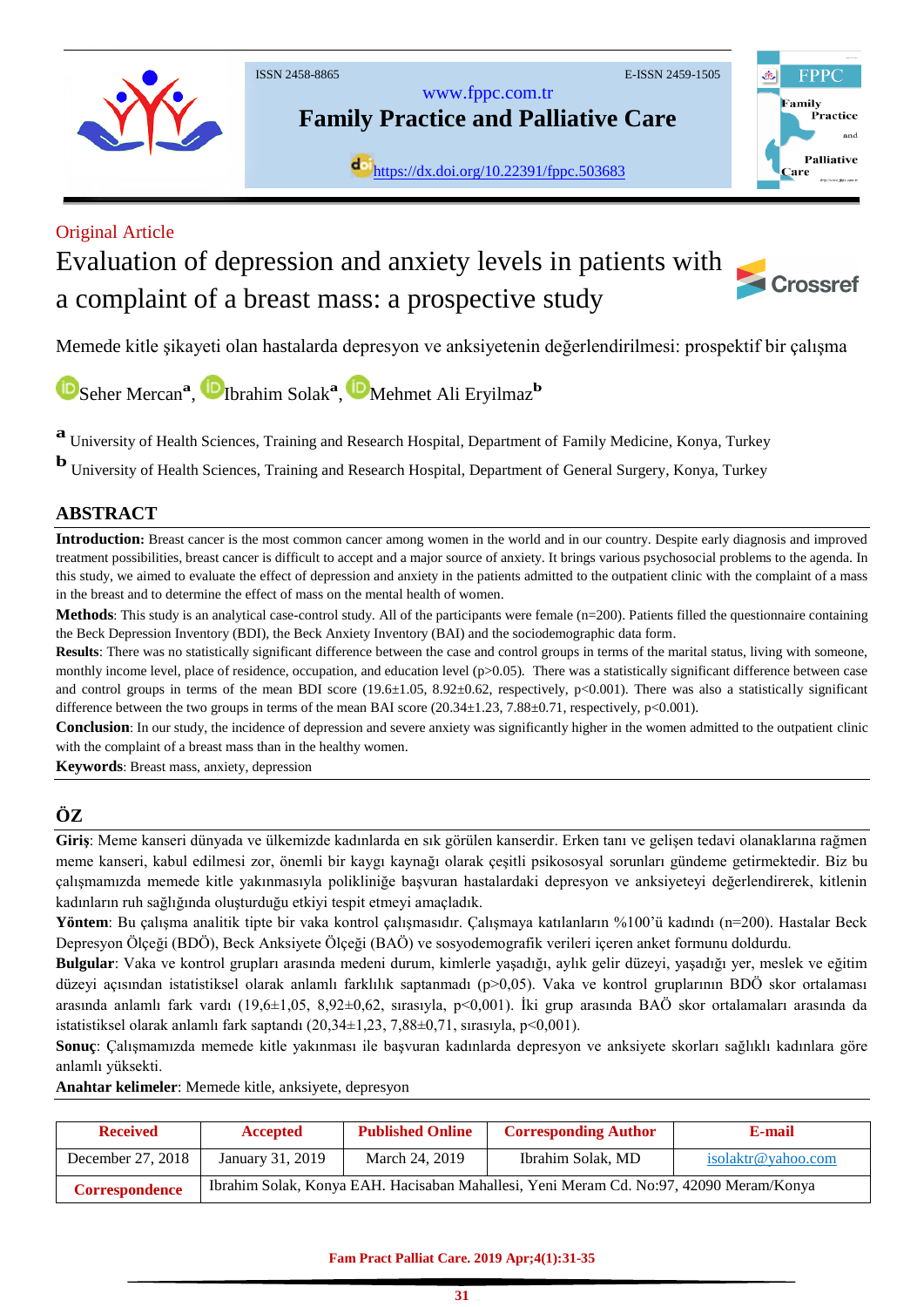ISSN 2458-8865 E-ISSN 2459-1505

www.fppc.com.tr

**Family Practice and Palliative Care**

https://dx.doi.org/10.22391/fppc.503683

Original Article

# Evaluation of depression and anxiety levels in patients with a complaint of a breast mass: a prospective study

Memede kitle şikayeti olan hastalarda depresyon ve anksiyetenin değerlendirilmesi: prospektif bir çalışma

Seher Mercan[a], Ibrahim Solak[a], Mehmet Ali Eryilmaz[b]

[a] University of Health Sciences, Training and Research Hospital, Department of Family Medicine, Konya, Turkey

[b] University of Health Sciences, Training and Research Hospital, Department of General Surgery, Konya, Turkey

## ABSTRACT

**Introduction:** Breast cancer is the most common cancer among women in the world and in our country. Despite early diagnosis and improved treatment possibilities, breast cancer is difficult to accept and a major source of anxiety. It brings various psychosocial problems to the agenda. In this study, we aimed to evaluate the effect of depression and anxiety in the patients admitted to the outpatient clinic with the complaint of a mass in the breast and to determine the effect of mass on the mental health of women.

**Methods**: This study is an analytical case-control study. All of the participants were female (n=200). Patients filled the questionnaire containing the Beck Depression Inventory (BDI), the Beck Anxiety Inventory (BAI) and the sociodemographic data form.

**Results**: There was no statistically significant difference between the case and control groups in terms of the marital status, living with someone, monthly income level, place of residence, occupation, and education level ($p>0.05$). There was a statistically significant difference between case and control groups in terms of the mean BDI score (19.6±1.05, 8.92±0.62, respectively, $p<0.001$). There was also a statistically significant difference between the two groups in terms of the mean BAI score (20.34±1.23, 7.88±0.71, respectively, $p<0.001$).

**Conclusion**: In our study, the incidence of depression and severe anxiety was significantly higher in the women admitted to the outpatient clinic with the complaint of a breast mass than in the healthy women.

**Keywords**: Breast mass, anxiety, depression

## ÖZ

**Giriş**: Meme kanseri dünyada ve ülkemizde kadınlarda en sık görülen kanserdir. Erken tanı ve gelişen tedavi olanaklarına rağmen meme kanseri, kabul edilmesi zor, önemli bir kaygı kaynağı olarak çeşitli psikososyal sorunları gündeme getirmektedir. Biz bu çalışmamızda memede kitle yakınmasıyla polikliniğe başvuran hastalardaki depresyon ve anksiyeteyi değerlendirerek, kitlenin kadınların ruh sağlığında oluşturduğu etkiyi tespit etmeyi amaçladık.

**Yöntem**: Bu çalışma analitik tipte bir vaka kontrol çalışmasıdır. Çalışmaya katılanların %100'ü kadındı (n=200). Hastalar Beck Depresyon Ölçeği (BDÖ), Beck Anksiyete Ölçeği (BAÖ) ve sosyodemografik verileri içeren anket formunu doldurdu.

**Bulgular**: Vaka ve kontrol grupları arasında medeni durum, kimlerle yaşadığı, aylık gelir düzeyi, yaşadığı yer, meslek ve eğitim düzeyi açısından istatistiksel olarak anlamlı farklılık saptanmadı ($p>0,05$). Vaka ve kontrol gruplarının BDÖ skor ortalaması arasında anlamlı fark vardı (19,6±1,05, 8,92±0,62, sırasıyla, $p<0,001$). İki grup arasında BAÖ skor ortalamaları arasında da istatistiksel olarak anlamlı fark saptandı (20,34±1,23, 7,88±0,71, sırasıyla, $p<0,001$).

**Sonuç**: Çalışmamızda memede kitle yakınması ile başvuran kadınlarda depresyon ve anksiyete skorları sağlıklı kadınlara göre anlamlı yüksekti.

**Anahtar kelimeler**: Memede kitle, anksiyete, depresyon

| Received | Accepted | Published Online | Corresponding Author | E-mail |
|---|---|---|---|---|
| December 27, 2018 | January 31, 2019 | March 24, 2019 | Ibrahim Solak, MD | isolaktr@yahoo.com |
| Correspondence | Ibrahim Solak, Konya EAH. Hacisaban Mahallesi, Yeni Meram Cd. No:97, 42090 Meram/Konya | | | |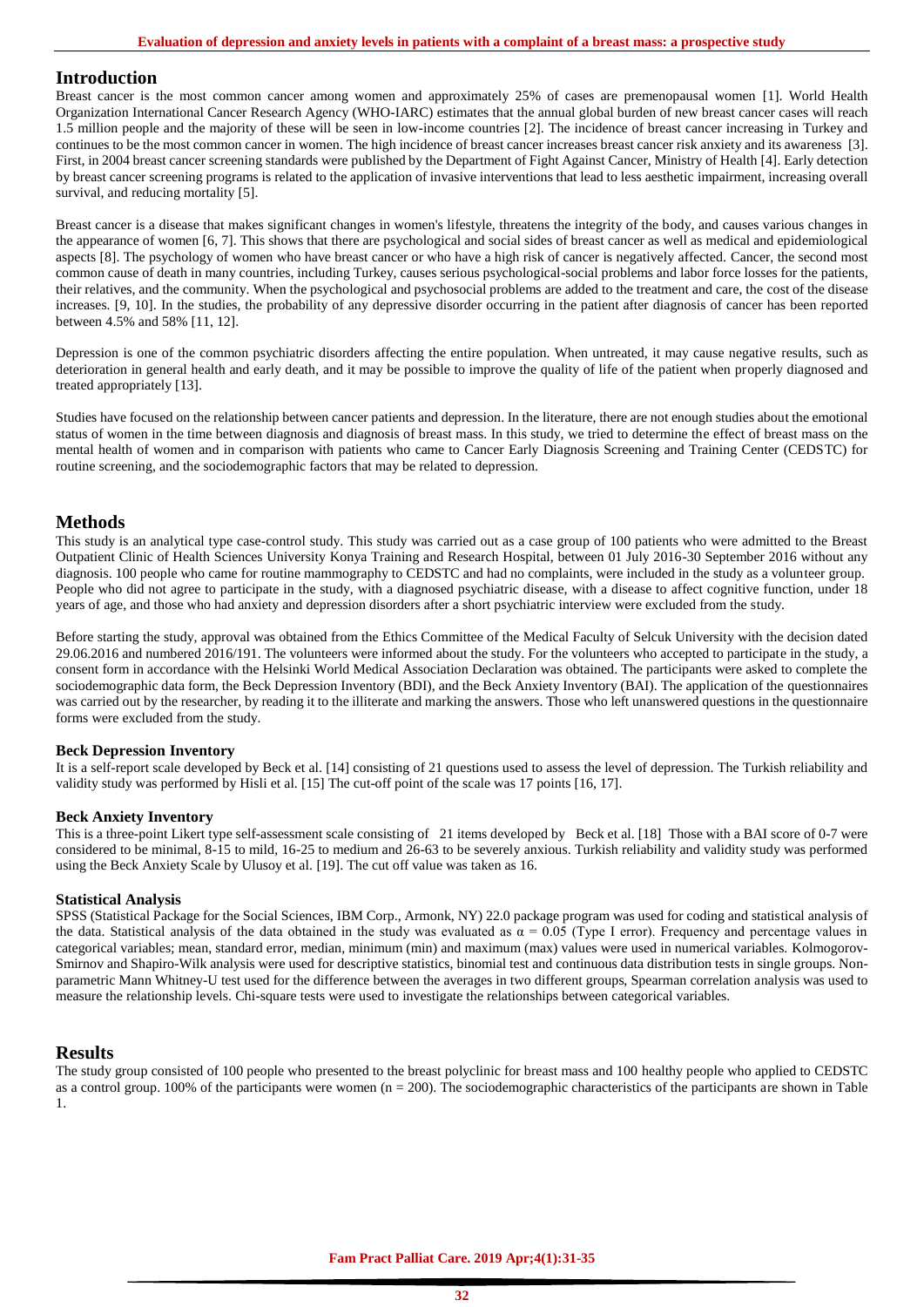## Introduction

Breast cancer is the most common cancer among women and approximately 25% of cases are premenopausal women [1]. World Health Organization International Cancer Research Agency (WHO-IARC) estimates that the annual global burden of new breast cancer cases will reach 1.5 million people and the majority of these will be seen in low-income countries [2]. The incidence of breast cancer increasing in Turkey and continues to be the most common cancer in women. The high incidence of breast cancer increases breast cancer risk anxiety and its awareness [3]. First, in 2004 breast cancer screening standards were published by the Department of Fight Against Cancer, Ministry of Health [4]. Early detection by breast cancer screening programs is related to the application of invasive interventions that lead to less aesthetic impairment, increasing overall survival, and reducing mortality [5].

Breast cancer is a disease that makes significant changes in women's lifestyle, threatens the integrity of the body, and causes various changes in the appearance of women [6, 7]. This shows that there are psychological and social sides of breast cancer as well as medical and epidemiological aspects [8]. The psychology of women who have breast cancer or who have a high risk of cancer is negatively affected. Cancer, the second most common cause of death in many countries, including Turkey, causes serious psychological-social problems and labor force losses for the patients, their relatives, and the community. When the psychological and psychosocial problems are added to the treatment and care, the cost of the disease increases. [9, 10]. In the studies, the probability of any depressive disorder occurring in the patient after diagnosis of cancer has been reported between 4.5% and 58% [11, 12].

Depression is one of the common psychiatric disorders affecting the entire population. When untreated, it may cause negative results, such as deterioration in general health and early death, and it may be possible to improve the quality of life of the patient when properly diagnosed and treated appropriately [13].

Studies have focused on the relationship between cancer patients and depression. In the literature, there are not enough studies about the emotional status of women in the time between diagnosis and diagnosis of breast mass. In this study, we tried to determine the effect of breast mass on the mental health of women and in comparison with patients who came to Cancer Early Diagnosis Screening and Training Center (CEDSTC) for routine screening, and the sociodemographic factors that may be related to depression.

## Methods

This study is an analytical type case-control study. This study was carried out as a case group of 100 patients who were admitted to the Breast Outpatient Clinic of Health Sciences University Konya Training and Research Hospital, between 01 July 2016-30 September 2016 without any diagnosis. 100 people who came for routine mammography to CEDSTC and had no complaints, were included in the study as a volunteer group. People who did not agree to participate in the study, with a diagnosed psychiatric disease, with a disease to affect cognitive function, under 18 years of age, and those who had anxiety and depression disorders after a short psychiatric interview were excluded from the study.

Before starting the study, approval was obtained from the Ethics Committee of the Medical Faculty of Selcuk University with the decision dated 29.06.2016 and numbered 2016/191. The volunteers were informed about the study. For the volunteers who accepted to participate in the study, a consent form in accordance with the Helsinki World Medical Association Declaration was obtained. The participants were asked to complete the sociodemographic data form, the Beck Depression Inventory (BDI), and the Beck Anxiety Inventory (BAI). The application of the questionnaires was carried out by the researcher, by reading it to the illiterate and marking the answers. Those who left unanswered questions in the questionnaire forms were excluded from the study.

### Beck Depression Inventory

It is a self-report scale developed by Beck et al. [14] consisting of 21 questions used to assess the level of depression. The Turkish reliability and validity study was performed by Hisli et al. [15] The cut-off point of the scale was 17 points [16, 17].

### Beck Anxiety Inventory

This is a three-point Likert type self-assessment scale consisting of 21 items developed by Beck et al. [18] Those with a BAI score of 0-7 were considered to be minimal, 8-15 to mild, 16-25 to medium and 26-63 to be severely anxious. Turkish reliability and validity study was performed using the Beck Anxiety Scale by Ulusoy et al. [19]. The cut off value was taken as 16.

### Statistical Analysis

SPSS (Statistical Package for the Social Sciences, IBM Corp., Armonk, NY) 22.0 package program was used for coding and statistical analysis of the data. Statistical analysis of the data obtained in the study was evaluated as $\alpha = 0.05$ (Type I error). Frequency and percentage values in categorical variables; mean, standard error, median, minimum (min) and maximum (max) values were used in numerical variables. Kolmogorov-Smirnov and Shapiro-Wilk analysis were used for descriptive statistics, binomial test and continuous data distribution tests in single groups. Non-parametric Mann Whitney-U test used for the difference between the averages in two different groups, Spearman correlation analysis was used to measure the relationship levels. Chi-square tests were used to investigate the relationships between categorical variables.

## Results

The study group consisted of 100 people who presented to the breast polyclinic for breast mass and 100 healthy people who applied to CEDSTC as a control group. 100% of the participants were women (n = 200). The sociodemographic characteristics of the participants are shown in Table 1.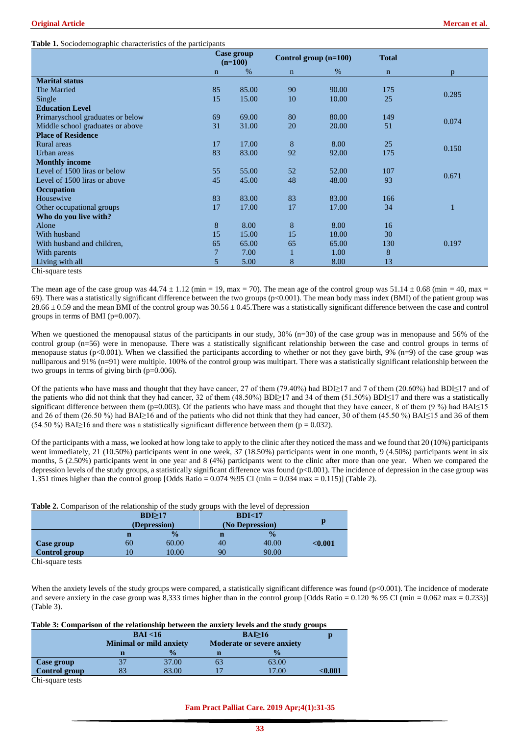**Table 1.** Sociodemographic characteristics of the participants

| | Case group (n=100) | | Control group (n=100) | | Total | p |
|---|---|---|---|---|---|---|
| | n | % | n | % | n | |
| **Marital status** | | | | | | |
| The Married | 85 | 85.00 | 90 | 90.00 | 175 | 0.285 |
| Single | 15 | 15.00 | 10 | 10.00 | 25 | |
| **Education Level** | | | | | | |
| Primaryschool graduates or below | 69 | 69.00 | 80 | 80.00 | 149 | 0.074 |
| Middle school graduates or above | 31 | 31.00 | 20 | 20.00 | 51 | |
| **Place of Residence** | | | | | | |
| Rural areas | 17 | 17.00 | 8 | 8.00 | 25 | 0.150 |
| Urban areas | 83 | 83.00 | 92 | 92.00 | 175 | |
| **Monthly income** | | | | | | |
| Level of 1500 liras or below | 55 | 55.00 | 52 | 52.00 | 107 | 0.671 |
| Level of 1500 liras or above | 45 | 45.00 | 48 | 48.00 | 93 | |
| **Occupation** | | | | | | |
| Housewive | 83 | 83.00 | 83 | 83.00 | 166 | |
| Other occupational groups | 17 | 17.00 | 17 | 17.00 | 34 | 1 |
| **Who do you live with?** | | | | | | |
| Alone | 8 | 8.00 | 8 | 8.00 | 16 | |
| With husband | 15 | 15.00 | 15 | 18.00 | 30 | |
| With husband and children, | 65 | 65.00 | 65 | 65.00 | 130 | 0.197 |
| With parents | 7 | 7.00 | 1 | 1.00 | 8 | |
| Living with all | 5 | 5.00 | 8 | 8.00 | 13 | |

Chi-square tests

The mean age of the case group was 44.74 ± 1.12 (min = 19, max = 70). The mean age of the control group was 51.14 ± 0.68 (min = 40, max = 69). There was a statistically significant difference between the two groups ($p<0.001$). The mean body mass index (BMI) of the patient group was 28.66 ± 0.59 and the mean BMI of the control group was 30.56 ± 0.45.There was a statistically significant difference between the case and control groups in terms of BMI ($p=0.007$).

When we questioned the menopausal status of the participants in our study, 30% (n=30) of the case group was in menopause and 56% of the control group (n=56) were in menopause. There was a statistically significant relationship between the case and control groups in terms of menopause status ($p<0.001$). When we classified the participants according to whether or not they gave birth, 9% (n=9) of the case group was nulliparous and 91% (n=91) were multiple. 100% of the control group was multipart. There was a statistically significant relationship between the two groups in terms of giving birth ($p=0.006$).

Of the patients who have mass and thought that they have cancer, 27 of them (79.40%) had BDI≥17 and 7 of them (20.60%) had BDI≤17 and of the patients who did not think that they had cancer, 32 of them (48.50%) BDI≥17 and 34 of them (51.50%) BDI≤17 and there was a statistically significant difference between them ($p=0.003$). Of the patients who have mass and thought that they have cancer, 8 of them (9 %) had BAI≤15 and 26 of them (26.50 %) had BAI≥16 and of the patients who did not think that they had cancer, 30 of them (45.50 %) BAI≤15 and 36 of them (54.50 %) BAI≥16 and there was a statistically significant difference between them ($p = 0.032$).

Of the participants with a mass, we looked at how long take to apply to the clinic after they noticed the mass and we found that 20 (10%) participants went immediately, 21 (10.50%) participants went in one week, 37 (18.50%) participants went in one month, 9 (4.50%) participants went in six months, 5 (2.50%) participants went in one year and 8 (4%) participants went to the clinic after more than one year. When we compared the depression levels of the study groups, a statistically significant difference was found ($p<0.001$). The incidence of depression in the case group was 1.351 times higher than the control group [Odds Ratio = 0.074 %95 CI (min = 0.034 max = 0.115)] (Table 2).

**Table 2.** Comparison of the relationship of the study groups with the level of depression

| | BDI≥17 (Depression) | | BDI<17 (No Depression) | | p |
|---|---|---|---|---|---|
| | n | % | n | % | |
| **Case group** | 60 | 60.00 | 40 | 40.00 | **<0.001** |
| **Control group** | 10 | 10.00 | 90 | 90.00 | |

Chi-square tests

When the anxiety levels of the study groups were compared, a statistically significant difference was found ($p<0.001$). The incidence of moderate and severe anxiety in the case group was 8,333 times higher than in the control group [Odds Ratio = 0.120 % 95 CI (min = 0.062 max = 0.233)] (Table 3).

**Table 3: Comparison of the relationship between the anxiety levels and the study groups**

| | BAI <16 Minimal or mild anxiety | | BAI≥16 Moderate or severe anxiety | | p |
|---|---|---|---|---|---|
| | n | % | n | % | |
| **Case group** | 37 | 37.00 | 63 | 63.00 | |
| **Control group** | 83 | 83.00 | 17 | 17.00 | **<0.001** |

Chi-square tests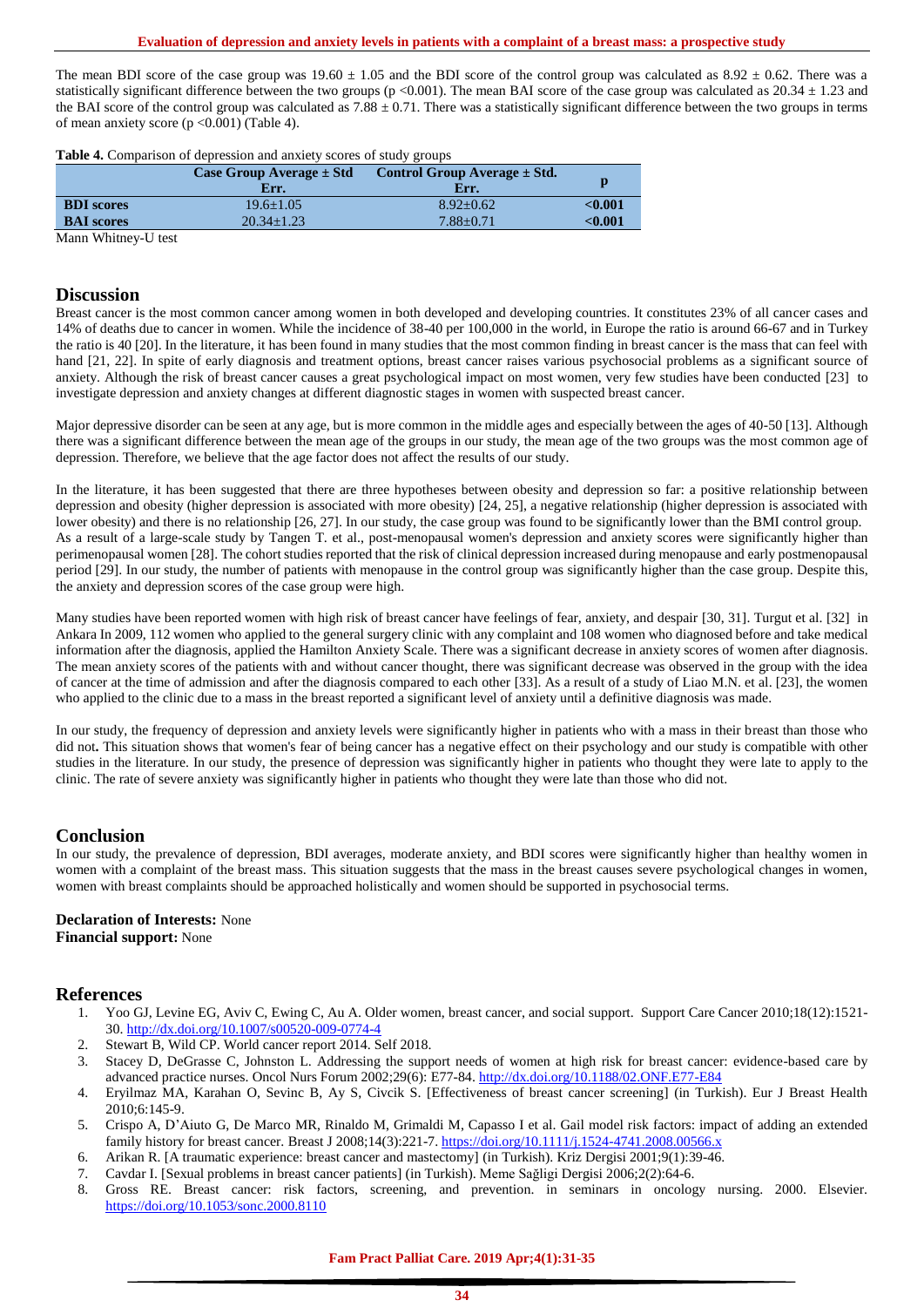The mean BDI score of the case group was 19.60 ± 1.05 and the BDI score of the control group was calculated as 8.92 ± 0.62. There was a statistically significant difference between the two groups (p <0.001). The mean BAI score of the case group was calculated as 20.34 ± 1.23 and the BAI score of the control group was calculated as 7.88 ± 0.71. There was a statistically significant difference between the two groups in terms of mean anxiety score (p <0.001) (Table 4).

**Table 4.** Comparison of depression and anxiety scores of study groups

| | Case Group Average ± Std Err. | Control Group Average ± Std. Err. | p |
|---|---|---|---|
| **BDI scores** | 19.6±1.05 | 8.92±0.62 | **<0.001** |
| **BAI scores** | 20.34±1.23 | 7.88±0.71 | **<0.001** |

Mann Whitney-U test

## Discussion

Breast cancer is the most common cancer among women in both developed and developing countries. It constitutes 23% of all cancer cases and 14% of deaths due to cancer in women. While the incidence of 38-40 per 100,000 in the world, in Europe the ratio is around 66-67 and in Turkey the ratio is 40 [20]. In the literature, it has been found in many studies that the most common finding in breast cancer is the mass that can feel with hand [21, 22]. In spite of early diagnosis and treatment options, breast cancer raises various psychosocial problems as a significant source of anxiety. Although the risk of breast cancer causes a great psychological impact on most women, very few studies have been conducted [23] to investigate depression and anxiety changes at different diagnostic stages in women with suspected breast cancer.

Major depressive disorder can be seen at any age, but is more common in the middle ages and especially between the ages of 40-50 [13]. Although there was a significant difference between the mean age of the groups in our study, the mean age of the two groups was the most common age of depression. Therefore, we believe that the age factor does not affect the results of our study.

In the literature, it has been suggested that there are three hypotheses between obesity and depression so far: a positive relationship between depression and obesity (higher depression is associated with more obesity) [24, 25], a negative relationship (higher depression is associated with lower obesity) and there is no relationship [26, 27]. In our study, the case group was found to be significantly lower than the BMI control group. As a result of a large-scale study by Tangen T. et al., post-menopausal women's depression and anxiety scores were significantly higher than perimenopausal women [28]. The cohort studies reported that the risk of clinical depression increased during menopause and early postmenopausal period [29]. In our study, the number of patients with menopause in the control group was significantly higher than the case group. Despite this, the anxiety and depression scores of the case group were high.

Many studies have been reported women with high risk of breast cancer have feelings of fear, anxiety, and despair [30, 31]. Turgut et al. [32] in Ankara In 2009, 112 women who applied to the general surgery clinic with any complaint and 108 women who diagnosed before and take medical information after the diagnosis, applied the Hamilton Anxiety Scale. There was a significant decrease in anxiety scores of women after diagnosis. The mean anxiety scores of the patients with and without cancer thought, there was significant decrease was observed in the group with the idea of cancer at the time of admission and after the diagnosis compared to each other [33]. As a result of a study of Liao M.N. et al. [23], the women who applied to the clinic due to a mass in the breast reported a significant level of anxiety until a definitive diagnosis was made.

In our study, the frequency of depression and anxiety levels were significantly higher in patients who with a mass in their breast than those who did not**.** This situation shows that women's fear of being cancer has a negative effect on their psychology and our study is compatible with other studies in the literature. In our study, the presence of depression was significantly higher in patients who thought they were late to apply to the clinic. The rate of severe anxiety was significantly higher in patients who thought they were late than those who did not.

## Conclusion

In our study, the prevalence of depression, BDI averages, moderate anxiety, and BDI scores were significantly higher than healthy women in women with a complaint of the breast mass. This situation suggests that the mass in the breast causes severe psychological changes in women, women with breast complaints should be approached holistically and women should be supported in psychosocial terms.

**Declaration of Interests:** None
**Financial support:** None

## References

1. Yoo GJ, Levine EG, Aviv C, Ewing C, Au A. Older women, breast cancer, and social support. Support Care Cancer 2010;18(12):1521-30. http://dx.doi.org/10.1007/s00520-009-0774-4
2. Stewart B, Wild CP. World cancer report 2014. Self 2018.
3. Stacey D, DeGrasse C, Johnston L. Addressing the support needs of women at high risk for breast cancer: evidence-based care by advanced practice nurses. Oncol Nurs Forum 2002;29(6): E77-84. http://dx.doi.org/10.1188/02.ONF.E77-E84
4. Eryilmaz MA, Karahan O, Sevinc B, Ay S, Civcik S. [Effectiveness of breast cancer screening] (in Turkish). Eur J Breast Health 2010;6:145-9.
5. Crispo A, D'Aiuto G, De Marco MR, Rinaldo M, Grimaldi M, Capasso I et al. Gail model risk factors: impact of adding an extended family history for breast cancer. Breast J 2008;14(3):221-7. https://doi.org/10.1111/j.1524-4741.2008.00566.x
6. Arikan R. [A traumatic experience: breast cancer and mastectomy] (in Turkish). Kriz Dergisi 2001;9(1):39-46.
7. Cavdar I. [Sexual problems in breast cancer patients] (in Turkish). Meme Sağligi Dergisi 2006;2(2):64-6.
8. Gross RE. Breast cancer: risk factors, screening, and prevention. in seminars in oncology nursing. 2000. Elsevier. https://doi.org/10.1053/sonc.2000.8110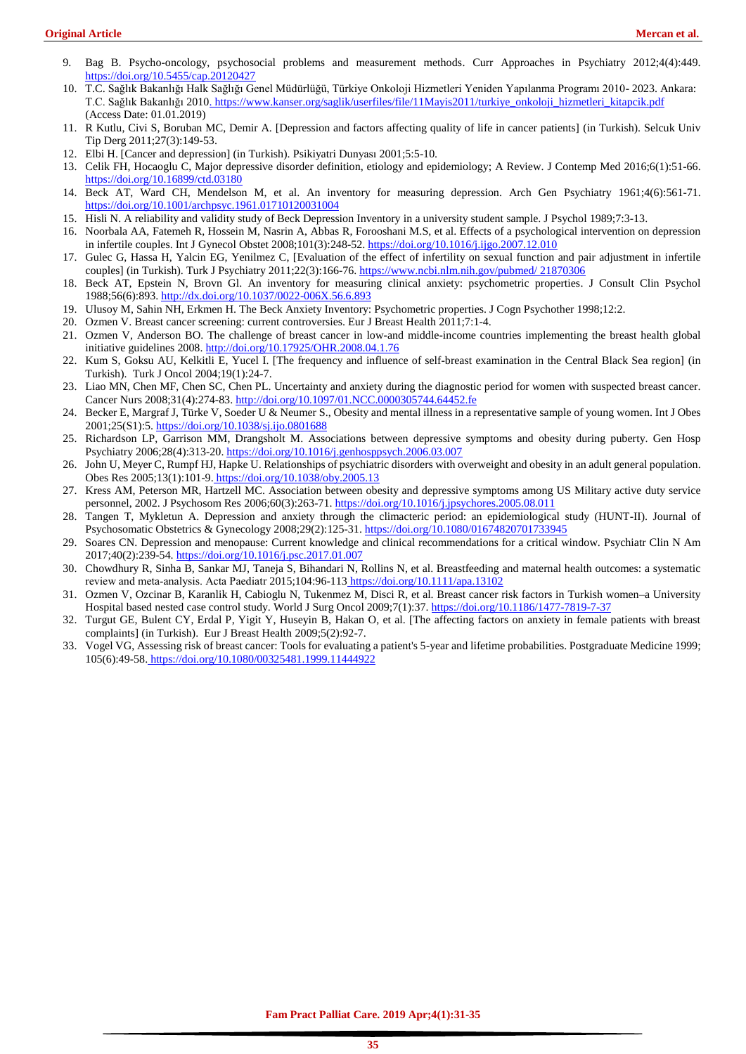9. Bag B. Psycho-oncology, psychosocial problems and measurement methods. Curr Approaches in Psychiatry 2012;4(4):449. https://doi.org/10.5455/cap.20120427
10. T.C. Sağlık Bakanlığı Halk Sağlığı Genel Müdürlüğü, Türkiye Onkoloji Hizmetleri Yeniden Yapılanma Programı 2010- 2023. Ankara: T.C. Sağlık Bakanlığı 2010. https://www.kanser.org/saglik/userfiles/file/11Mayis2011/turkiye_onkoloji_hizmetleri_kitapcik.pdf (Access Date: 01.01.2019)
11. R Kutlu, Civi S, Boruban MC, Demir A. [Depression and factors affecting quality of life in cancer patients] (in Turkish). Selcuk Univ Tip Derg 2011;27(3):149-53.
12. Elbi H. [Cancer and depression] (in Turkish). Psikiyatri Dunyası 2001;5:5-10.
13. Celik FH, Hocaoglu C, Major depressive disorder definition, etiology and epidemiology; A Review. J Contemp Med 2016;6(1):51-66. https://doi.org/10.16899/ctd.03180
14. Beck AT, Ward CH, Mendelson M, et al. An inventory for measuring depression. Arch Gen Psychiatry 1961;4(6):561-71. https://doi.org/10.1001/archpsyc.1961.01710120031004
15. Hisli N. A reliability and validity study of Beck Depression Inventory in a university student sample. J Psychol 1989;7:3-13.
16. Noorbala AA, Fatemeh R, Hossein M, Nasrin A, Abbas R, Forooshani M.S, et al. Effects of a psychological intervention on depression in infertile couples. Int J Gynecol Obstet 2008;101(3):248-52. https://doi.org/10.1016/j.ijgo.2007.12.010
17. Gulec G, Hassa H, Yalcin EG, Yenilmez C, [Evaluation of the effect of infertility on sexual function and pair adjustment in infertile couples] (in Turkish). Turk J Psychiatry 2011;22(3):166-76. https://www.ncbi.nlm.nih.gov/pubmed/ 21870306
18. Beck AT, Epstein N, Brovn Gl. An inventory for measuring clinical anxiety: psychometric properties. J Consult Clin Psychol 1988;56(6):893. http://dx.doi.org/10.1037/0022-006X.56.6.893
19. Ulusoy M, Sahin NH, Erkmen H. The Beck Anxiety Inventory: Psychometric properties. J Cogn Psychother 1998;12:2.
20. Ozmen V. Breast cancer screening: current controversies. Eur J Breast Health 2011;7:1-4.
21. Ozmen V, Anderson BO. The challenge of breast cancer in low-and middle-income countries implementing the breast health global initiative guidelines 2008. http://doi.org/10.17925/OHR.2008.04.1.76
22. Kum S, Goksu AU, Kelkitli E, Yucel I. [The frequency and influence of self-breast examination in the Central Black Sea region] (in Turkish). Turk J Oncol 2004;19(1):24-7.
23. Liao MN, Chen MF, Chen SC, Chen PL. Uncertainty and anxiety during the diagnostic period for women with suspected breast cancer. Cancer Nurs 2008;31(4):274-83. http://doi.org/10.1097/01.NCC.0000305744.64452.fe
24. Becker E, Margraf J, Türke V, Soeder U & Neumer S., Obesity and mental illness in a representative sample of young women. Int J Obes 2001;25(S1):5. https://doi.org/10.1038/sj.ijo.0801688
25. Richardson LP, Garrison MM, Drangsholt M. Associations between depressive symptoms and obesity during puberty. Gen Hosp Psychiatry 2006;28(4):313-20. https://doi.org/10.1016/j.genhosppsych.2006.03.007
26. John U, Meyer C, Rumpf HJ, Hapke U. Relationships of psychiatric disorders with overweight and obesity in an adult general population. Obes Res 2005;13(1):101-9. https://doi.org/10.1038/oby.2005.13
27. Kress AM, Peterson MR, Hartzell MC. Association between obesity and depressive symptoms among US Military active duty service personnel, 2002. J Psychosom Res 2006;60(3):263-71. https://doi.org/10.1016/j.jpsychores.2005.08.011
28. Tangen T, Mykletun A. Depression and anxiety through the climacteric period: an epidemiological study (HUNT-II). Journal of Psychosomatic Obstetrics & Gynecology 2008;29(2):125-31. https://doi.org/10.1080/01674820701733945
29. Soares CN. Depression and menopause: Current knowledge and clinical recommendations for a critical window. Psychiatr Clin N Am 2017;40(2):239-54. https://doi.org/10.1016/j.psc.2017.01.007
30. Chowdhury R, Sinha B, Sankar MJ, Taneja S, Bihandari N, Rollins N, et al. Breastfeeding and maternal health outcomes: a systematic review and meta-analysis. Acta Paediatr 2015;104:96-113 https://doi.org/10.1111/apa.13102
31. Ozmen V, Ozcinar B, Karanlik H, Cabioglu N, Tukenmez M, Disci R, et al. Breast cancer risk factors in Turkish women–a University Hospital based nested case control study. World J Surg Oncol 2009;7(1):37. https://doi.org/10.1186/1477-7819-7-37
32. Turgut GE, Bulent CY, Erdal P, Yigit Y, Huseyin B, Hakan O, et al. [The affecting factors on anxiety in female patients with breast complaints] (in Turkish). Eur J Breast Health 2009;5(2):92-7.
33. Vogel VG, Assessing risk of breast cancer: Tools for evaluating a patient's 5-year and lifetime probabilities. Postgraduate Medicine 1999; 105(6):49-58. https://doi.org/10.1080/00325481.1999.11444922